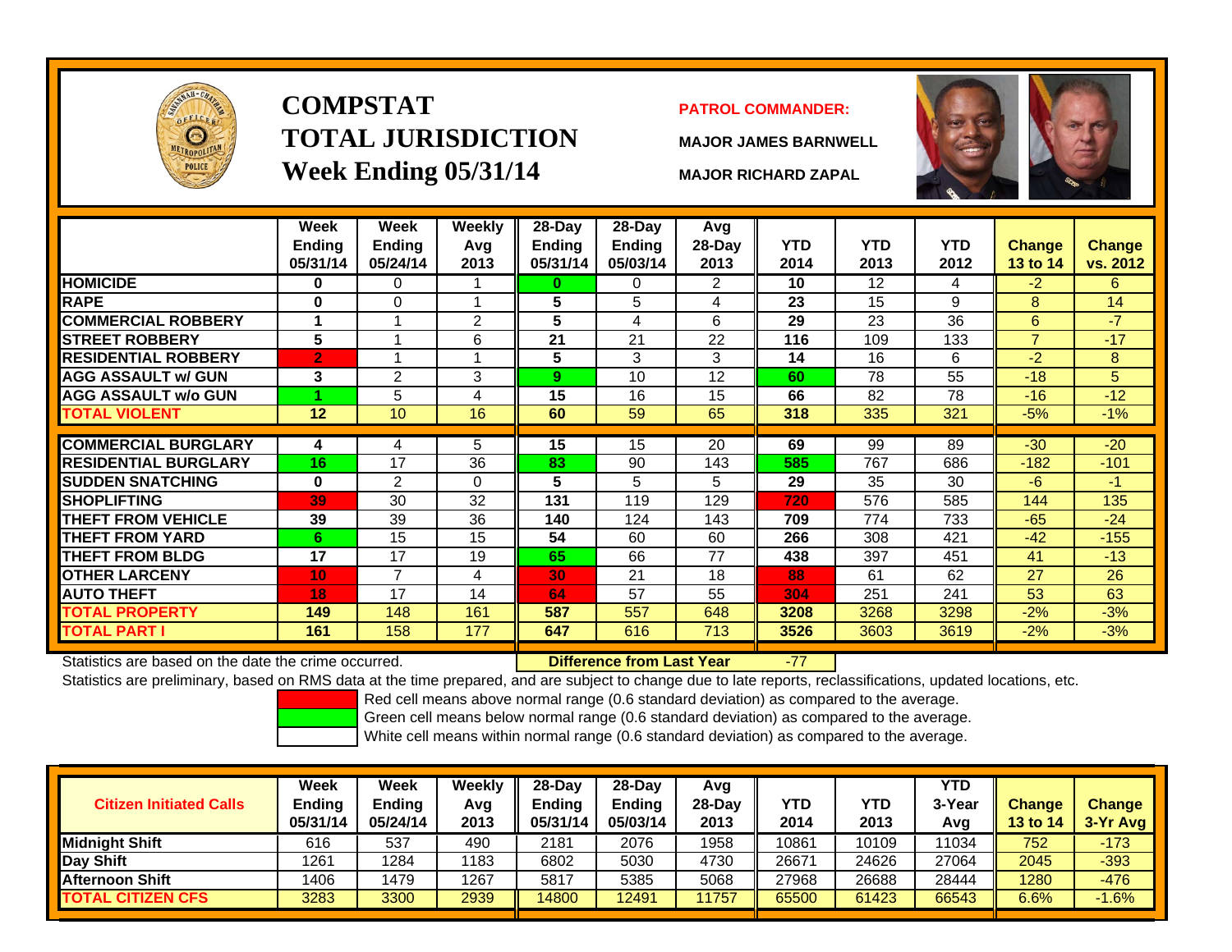# COMPSTAT
# TOTAL JURISDICTION
## Week Ending 05/31/14

**PATROL COMMANDER:**

**MAJOR JAMES BARNWELL**

**MAJOR RICHARD ZAPAL**

| | Week Ending 05/31/14 | Week Ending 05/24/14 | Weekly Avg 2013 | 28-Day Ending 05/31/14 | 28-Day Ending 05/03/14 | Avg 28-Day 2013 | YTD 2014 | YTD 2013 | YTD 2012 | Change 13 to 14 | Change vs. 2012 |
|---|---|---|---|---|---|---|---|---|---|---|---|
| HOMICIDE | 0 | 0 | 1 | 0 | 0 | 2 | 10 | 12 | 4 | -2 | 6 |
| RAPE | 0 | 0 | 1 | 5 | 5 | 4 | 23 | 15 | 9 | 8 | 14 |
| COMMERCIAL ROBBERY | 1 | 1 | 2 | 5 | 4 | 6 | 29 | 23 | 36 | 6 | -7 |
| STREET ROBBERY | 5 | 1 | 6 | 21 | 21 | 22 | 116 | 109 | 133 | 7 | -17 |
| RESIDENTIAL ROBBERY | 2 | 1 | 1 | 5 | 3 | 3 | 14 | 16 | 6 | -2 | 8 |
| AGG ASSAULT w/ GUN | 3 | 2 | 3 | 9 | 10 | 12 | 60 | 78 | 55 | -18 | 5 |
| AGG ASSAULT w/o GUN | 1 | 5 | 4 | 15 | 16 | 15 | 66 | 82 | 78 | -16 | -12 |
| TOTAL VIOLENT | 12 | 10 | 16 | 60 | 59 | 65 | 318 | 335 | 321 | -5% | -1% |
| COMMERCIAL BURGLARY | 4 | 4 | 5 | 15 | 15 | 20 | 69 | 99 | 89 | -30 | -20 |
| RESIDENTIAL BURGLARY | 16 | 17 | 36 | 83 | 90 | 143 | 585 | 767 | 686 | -182 | -101 |
| SUDDEN SNATCHING | 0 | 2 | 0 | 5 | 5 | 5 | 29 | 35 | 30 | -6 | -1 |
| SHOPLIFTING | 39 | 30 | 32 | 131 | 119 | 129 | 720 | 576 | 585 | 144 | 135 |
| THEFT FROM VEHICLE | 39 | 39 | 36 | 140 | 124 | 143 | 709 | 774 | 733 | -65 | -24 |
| THEFT FROM YARD | 6 | 15 | 15 | 54 | 60 | 60 | 266 | 308 | 421 | -42 | -155 |
| THEFT FROM BLDG | 17 | 17 | 19 | 65 | 66 | 77 | 438 | 397 | 451 | 41 | -13 |
| OTHER LARCENY | 10 | 7 | 4 | 30 | 21 | 18 | 88 | 61 | 62 | 27 | 26 |
| AUTO THEFT | 18 | 17 | 14 | 64 | 57 | 55 | 304 | 251 | 241 | 53 | 63 |
| TOTAL PROPERTY | 149 | 148 | 161 | 587 | 557 | 648 | 3208 | 3268 | 3298 | -2% | -3% |
| TOTAL PART I | 161 | 158 | 177 | 647 | 616 | 713 | 3526 | 3603 | 3619 | -2% | -3% |

Statistics are based on the date the crime occurred. **Difference from Last Year** -77

Statistics are preliminary, based on RMS data at the time prepared, and are subject to change due to late reports, reclassifications, updated locations, etc.

Red cell means above normal range (0.6 standard deviation) as compared to the average.

Green cell means below normal range (0.6 standard deviation) as compared to the average.

White cell means within normal range (0.6 standard deviation) as compared to the average.

| Citizen Initiated Calls | Week Ending 05/31/14 | Week Ending 05/24/14 | Weekly Avg 2013 | 28-Day Ending 05/31/14 | 28-Day Ending 05/03/14 | Avg 28-Day 2013 | YTD 2014 | YTD 2013 | YTD 3-Year Avg | Change 13 to 14 | Change 3-Yr Avg |
|---|---|---|---|---|---|---|---|---|---|---|---|
| Midnight Shift | 616 | 537 | 490 | 2181 | 2076 | 1958 | 10861 | 10109 | 11034 | 752 | -173 |
| Day Shift | 1261 | 1284 | 1183 | 6802 | 5030 | 4730 | 26671 | 24626 | 27064 | 2045 | -393 |
| Afternoon Shift | 1406 | 1479 | 1267 | 5817 | 5385 | 5068 | 27968 | 26688 | 28444 | 1280 | -476 |
| TOTAL CITIZEN CFS | 3283 | 3300 | 2939 | 14800 | 12491 | 11757 | 65500 | 61423 | 66543 | 6.6% | -1.6% |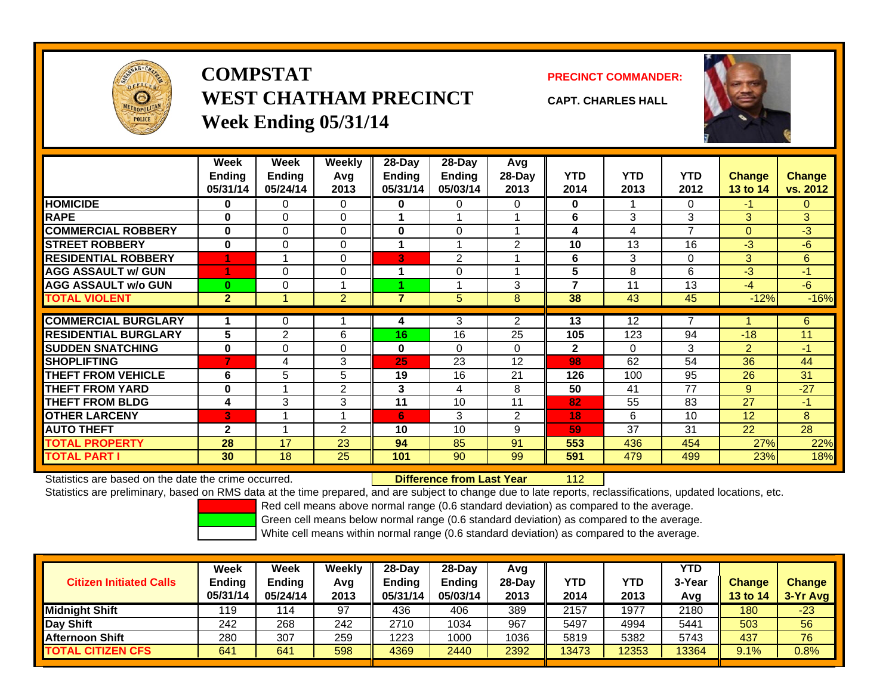# COMPSTAT
# WEST CHATHAM PRECINCT
## Week Ending 05/31/14

**PRECINCT COMMANDER:**

**CAPT. CHARLES HALL**

| | Week Ending 05/31/14 | Week Ending 05/24/14 | Weekly Avg 2013 | 28-Day Ending 05/31/14 | 28-Day Ending 05/03/14 | Avg 28-Day 2013 | YTD 2014 | YTD 2013 | YTD 2012 | Change 13 to 14 | Change vs. 2012 |
|---|---|---|---|---|---|---|---|---|---|---|---|
| **HOMICIDE** | **0** | 0 | 0 | **0** | 0 | 0 | **0** | 1 | 0 | -1 | 0 |
| **RAPE** | **0** | 0 | 0 | **1** | 1 | 1 | **6** | 3 | 3 | 3 | 3 |
| **COMMERCIAL ROBBERY** | **0** | 0 | 0 | **0** | 0 | 1 | **4** | 4 | 7 | 0 | -3 |
| **STREET ROBBERY** | **0** | 0 | 0 | **1** | 1 | 2 | **10** | 13 | 16 | -3 | -6 |
| **RESIDENTIAL ROBBERY** | **1** | 1 | 0 | **3** | 2 | 1 | **6** | 3 | 0 | 3 | 6 |
| **AGG ASSAULT w/ GUN** | **1** | 0 | 0 | **1** | 0 | 1 | **5** | 8 | 6 | -3 | -1 |
| **AGG ASSAULT w/o GUN** | **0** | 0 | 1 | **1** | 1 | 3 | **7** | 11 | 13 | -4 | -6 |
| **TOTAL VIOLENT** | **2** | 1 | 2 | **7** | 5 | 8 | **38** | 43 | 45 | -12% | -16% |
| **COMMERCIAL BURGLARY** | **1** | 0 | 1 | **4** | 3 | 2 | **13** | 12 | 7 | 1 | 6 |
| **RESIDENTIAL BURGLARY** | **5** | 2 | 6 | **16** | 16 | 25 | **105** | 123 | 94 | -18 | 11 |
| **SUDDEN SNATCHING** | **0** | 0 | 0 | **0** | 0 | 0 | **2** | 0 | 3 | 2 | -1 |
| **SHOPLIFTING** | **7** | 4 | 3 | **25** | 23 | 12 | **98** | 62 | 54 | 36 | 44 |
| **THEFT FROM VEHICLE** | **6** | 5 | 5 | **19** | 16 | 21 | **126** | 100 | 95 | 26 | 31 |
| **THEFT FROM YARD** | **0** | 1 | 2 | **3** | 4 | 8 | **50** | 41 | 77 | 9 | -27 |
| **THEFT FROM BLDG** | **4** | 3 | 3 | **11** | 10 | 11 | **82** | 55 | 83 | 27 | -1 |
| **OTHER LARCENY** | **3** | 1 | 1 | **6** | 3 | 2 | **18** | 6 | 10 | 12 | 8 |
| **AUTO THEFT** | **2** | 1 | 2 | **10** | 10 | 9 | **59** | 37 | 31 | 22 | 28 |
| **TOTAL PROPERTY** | **28** | 17 | 23 | **94** | 85 | 91 | **553** | 436 | 454 | 27% | 22% |
| **TOTAL PART I** | **30** | 18 | 25 | **101** | 90 | 99 | **591** | 479 | 499 | 23% | 18% |

Statistics are based on the date the crime occurred. **Difference from Last Year** 112

Statistics are preliminary, based on RMS data at the time prepared, and are subject to change due to late reports, reclassifications, updated locations, etc.

Red cell means above normal range (0.6 standard deviation) as compared to the average.
Green cell means below normal range (0.6 standard deviation) as compared to the average.
White cell means within normal range (0.6 standard deviation) as compared to the average.

| Citizen Initiated Calls | Week Ending 05/31/14 | Week Ending 05/24/14 | Weekly Avg 2013 | 28-Day Ending 05/31/14 | 28-Day Ending 05/03/14 | Avg 28-Day 2013 | YTD 2014 | YTD 2013 | YTD 3-Year Avg | Change 13 to 14 | Change 3-Yr Avg |
|---|---|---|---|---|---|---|---|---|---|---|---|
| **Midnight Shift** | 119 | 114 | 97 | 436 | 406 | 389 | 2157 | 1977 | 2180 | 180 | -23 |
| **Day Shift** | 242 | 268 | 242 | 2710 | 1034 | 967 | 5497 | 4994 | 5441 | 503 | 56 |
| **Afternoon Shift** | 280 | 307 | 259 | 1223 | 1000 | 1036 | 5819 | 5382 | 5743 | 437 | 76 |
| **TOTAL CITIZEN CFS** | 641 | 641 | 598 | 4369 | 2440 | 2392 | 13473 | 12353 | 13364 | 9.1% | 0.8% |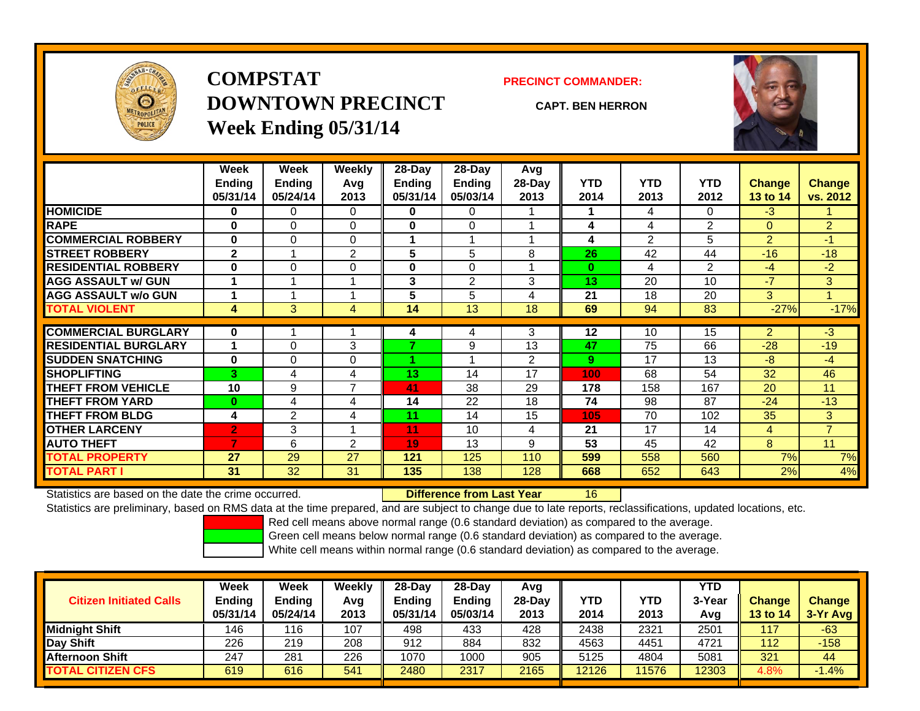# COMPSTAT
# DOWNTOWN PRECINCT
## Week Ending 05/31/14

**PRECINCT COMMANDER:**

**CAPT. BEN HERRON**

| | Week Ending 05/31/14 | Week Ending 05/24/14 | Weekly Avg 2013 | 28-Day Ending 05/31/14 | 28-Day Ending 05/03/14 | Avg 28-Day 2013 | YTD 2014 | YTD 2013 | YTD 2012 | Change 13 to 14 | Change vs. 2012 |
|---|---|---|---|---|---|---|---|---|---|---|---|
| HOMICIDE | 0 | 0 | 0 | 0 | 0 | 1 | 1 | 4 | 0 | -3 | 1 |
| RAPE | 0 | 0 | 0 | 0 | 0 | 1 | 4 | 4 | 2 | 0 | 2 |
| COMMERCIAL ROBBERY | 0 | 0 | 0 | 1 | 1 | 1 | 4 | 2 | 5 | 2 | -1 |
| STREET ROBBERY | 2 | 1 | 2 | 5 | 5 | 8 | 26 | 42 | 44 | -16 | -18 |
| RESIDENTIAL ROBBERY | 0 | 0 | 0 | 0 | 0 | 1 | 0 | 4 | 2 | -4 | -2 |
| AGG ASSAULT w/ GUN | 1 | 1 | 1 | 3 | 2 | 3 | 13 | 20 | 10 | -7 | 3 |
| AGG ASSAULT w/o GUN | 1 | 1 | 1 | 5 | 5 | 4 | 21 | 18 | 20 | 3 | 1 |
| TOTAL VIOLENT | 4 | 3 | 4 | 14 | 13 | 18 | 69 | 94 | 83 | -27% | -17% |
| COMMERCIAL BURGLARY | 0 | 1 | 1 | 4 | 4 | 3 | 12 | 10 | 15 | 2 | -3 |
| RESIDENTIAL BURGLARY | 1 | 0 | 3 | 7 | 9 | 13 | 47 | 75 | 66 | -28 | -19 |
| SUDDEN SNATCHING | 0 | 0 | 0 | 1 | 1 | 2 | 9 | 17 | 13 | -8 | -4 |
| SHOPLIFTING | 3 | 4 | 4 | 13 | 14 | 17 | 100 | 68 | 54 | 32 | 46 |
| THEFT FROM VEHICLE | 10 | 9 | 7 | 41 | 38 | 29 | 178 | 158 | 167 | 20 | 11 |
| THEFT FROM YARD | 0 | 4 | 4 | 14 | 22 | 18 | 74 | 98 | 87 | -24 | -13 |
| THEFT FROM BLDG | 4 | 2 | 4 | 11 | 14 | 15 | 105 | 70 | 102 | 35 | 3 |
| OTHER LARCENY | 2 | 3 | 1 | 11 | 10 | 4 | 21 | 17 | 14 | 4 | 7 |
| AUTO THEFT | 7 | 6 | 2 | 19 | 13 | 9 | 53 | 45 | 42 | 8 | 11 |
| TOTAL PROPERTY | 27 | 29 | 27 | 121 | 125 | 110 | 599 | 558 | 560 | 7% | 7% |
| TOTAL PART I | 31 | 32 | 31 | 135 | 138 | 128 | 668 | 652 | 643 | 2% | 4% |

Statistics are based on the date the crime occurred. **Difference from Last Year** 16

Statistics are preliminary, based on RMS data at the time prepared, and are subject to change due to late reports, reclassifications, updated locations, etc.

Red cell means above normal range (0.6 standard deviation) as compared to the average.
Green cell means below normal range (0.6 standard deviation) as compared to the average.
White cell means within normal range (0.6 standard deviation) as compared to the average.

| Citizen Initiated Calls | Week Ending 05/31/14 | Week Ending 05/24/14 | Weekly Avg 2013 | 28-Day Ending 05/31/14 | 28-Day Ending 05/03/14 | Avg 28-Day 2013 | YTD 2014 | YTD 2013 | YTD 3-Year Avg | Change 13 to 14 | Change 3-Yr Avg |
|---|---|---|---|---|---|---|---|---|---|---|---|
| Midnight Shift | 146 | 116 | 107 | 498 | 433 | 428 | 2438 | 2321 | 2501 | 117 | -63 |
| Day Shift | 226 | 219 | 208 | 912 | 884 | 832 | 4563 | 4451 | 4721 | 112 | -158 |
| Afternoon Shift | 247 | 281 | 226 | 1070 | 1000 | 905 | 5125 | 4804 | 5081 | 321 | 44 |
| TOTAL CITIZEN CFS | 619 | 616 | 541 | 2480 | 2317 | 2165 | 12126 | 11576 | 12303 | 4.8% | -1.4% |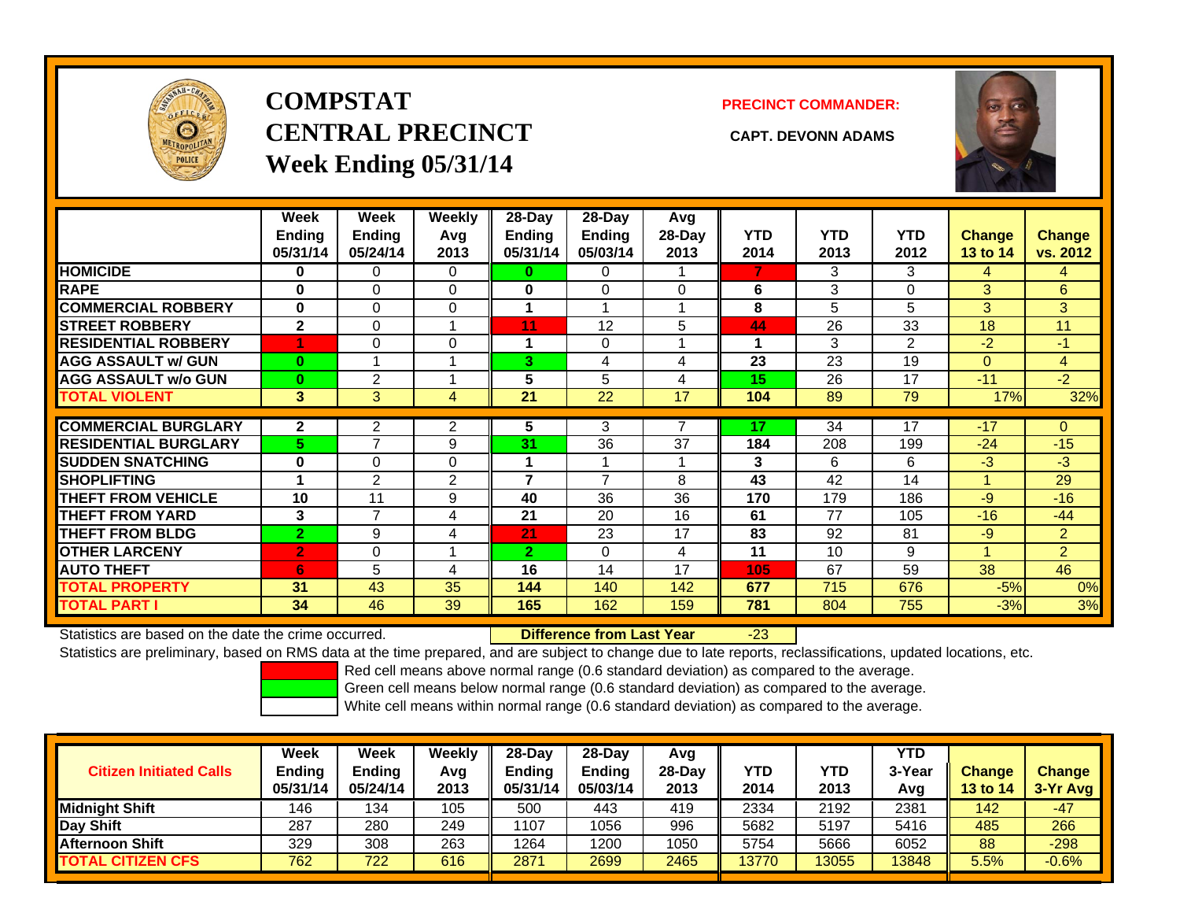# COMPSTAT CENTRAL PRECINCT
## Week Ending 05/31/14

**PRECINCT COMMANDER:**

**CAPT. DEVONN ADAMS**

| | Week Ending 05/31/14 | Week Ending 05/24/14 | Weekly Avg 2013 | 28-Day Ending 05/31/14 | 28-Day Ending 05/03/14 | Avg 28-Day 2013 | YTD 2014 | YTD 2013 | YTD 2012 | Change 13 to 14 | Change vs. 2012 |
|---|---|---|---|---|---|---|---|---|---|---|---|
| HOMICIDE | 0 | 0 | 0 | 0 | 0 | 1 | 7 | 3 | 3 | 4 | 4 |
| RAPE | 0 | 0 | 0 | 0 | 0 | 0 | 6 | 3 | 0 | 3 | 6 |
| COMMERCIAL ROBBERY | 0 | 0 | 0 | 1 | 1 | 1 | 8 | 5 | 5 | 3 | 3 |
| STREET ROBBERY | 2 | 0 | 1 | 11 | 12 | 5 | 44 | 26 | 33 | 18 | 11 |
| RESIDENTIAL ROBBERY | 1 | 0 | 0 | 1 | 0 | 1 | 1 | 3 | 2 | -2 | -1 |
| AGG ASSAULT w/ GUN | 0 | 1 | 1 | 3 | 4 | 4 | 23 | 23 | 19 | 0 | 4 |
| AGG ASSAULT w/o GUN | 0 | 2 | 1 | 5 | 5 | 4 | 15 | 26 | 17 | -11 | -2 |
| TOTAL VIOLENT | 3 | 3 | 4 | 21 | 22 | 17 | 104 | 89 | 79 | 17% | 32% |
| COMMERCIAL BURGLARY | 2 | 2 | 2 | 5 | 3 | 7 | 17 | 34 | 17 | -17 | 0 |
| RESIDENTIAL BURGLARY | 5 | 7 | 9 | 31 | 36 | 37 | 184 | 208 | 199 | -24 | -15 |
| SUDDEN SNATCHING | 0 | 0 | 0 | 1 | 1 | 1 | 3 | 6 | 6 | -3 | -3 |
| SHOPLIFTING | 1 | 2 | 2 | 7 | 7 | 8 | 43 | 42 | 14 | 1 | 29 |
| THEFT FROM VEHICLE | 10 | 11 | 9 | 40 | 36 | 36 | 170 | 179 | 186 | -9 | -16 |
| THEFT FROM YARD | 3 | 7 | 4 | 21 | 20 | 16 | 61 | 77 | 105 | -16 | -44 |
| THEFT FROM BLDG | 2 | 9 | 4 | 21 | 23 | 17 | 83 | 92 | 81 | -9 | 2 |
| OTHER LARCENY | 2 | 0 | 1 | 2 | 0 | 4 | 11 | 10 | 9 | 1 | 2 |
| AUTO THEFT | 6 | 5 | 4 | 16 | 14 | 17 | 105 | 67 | 59 | 38 | 46 |
| TOTAL PROPERTY | 31 | 43 | 35 | 144 | 140 | 142 | 677 | 715 | 676 | -5% | 0% |
| TOTAL PART I | 34 | 46 | 39 | 165 | 162 | 159 | 781 | 804 | 755 | -3% | 3% |

Statistics are based on the date the crime occurred. **Difference from Last Year** -23

Statistics are preliminary, based on RMS data at the time prepared, and are subject to change due to late reports, reclassifications, updated locations, etc.

Red cell means above normal range (0.6 standard deviation) as compared to the average.
Green cell means below normal range (0.6 standard deviation) as compared to the average.
White cell means within normal range (0.6 standard deviation) as compared to the average.

| Citizen Initiated Calls | Week Ending 05/31/14 | Week Ending 05/24/14 | Weekly Avg 2013 | 28-Day Ending 05/31/14 | 28-Day Ending 05/03/14 | Avg 28-Day 2013 | YTD 2014 | YTD 2013 | YTD 3-Year Avg | Change 13 to 14 | Change 3-Yr Avg |
|---|---|---|---|---|---|---|---|---|---|---|---|
| Midnight Shift | 146 | 134 | 105 | 500 | 443 | 419 | 2334 | 2192 | 2381 | 142 | -47 |
| Day Shift | 287 | 280 | 249 | 1107 | 1056 | 996 | 5682 | 5197 | 5416 | 485 | 266 |
| Afternoon Shift | 329 | 308 | 263 | 1264 | 1200 | 1050 | 5754 | 5666 | 6052 | 88 | -298 |
| TOTAL CITIZEN CFS | 762 | 722 | 616 | 2871 | 2699 | 2465 | 13770 | 13055 | 13848 | 5.5% | -0.6% |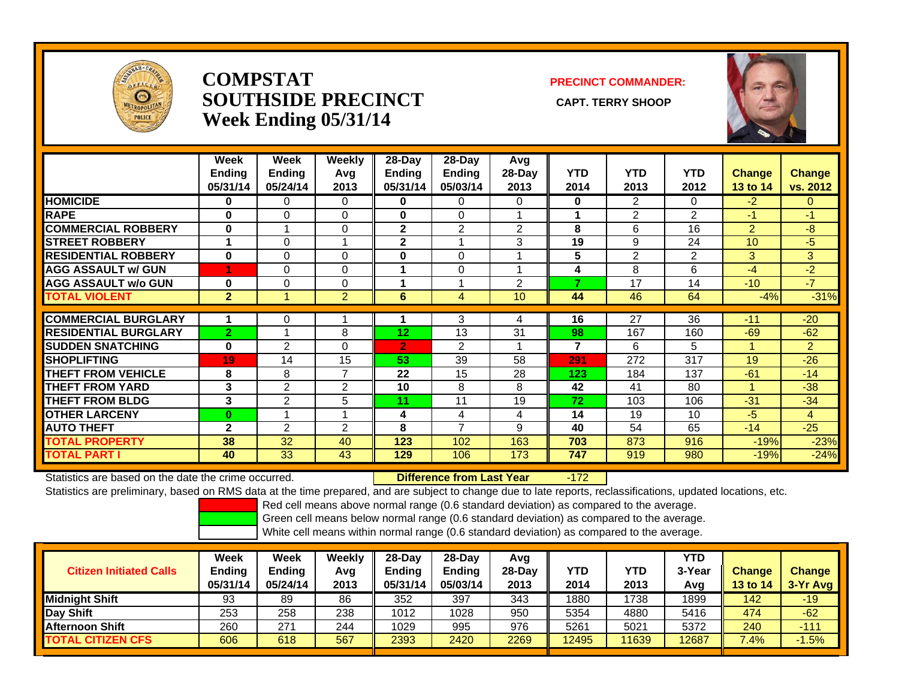# COMPSTAT
# SOUTHSIDE PRECINCT
# Week Ending 05/31/14

**PRECINCT COMMANDER:**

**CAPT. TERRY SHOOP**

| | Week Ending 05/31/14 | Week Ending 05/24/14 | Weekly Avg 2013 | 28-Day Ending 05/31/14 | 28-Day Ending 05/03/14 | Avg 28-Day 2013 | YTD 2014 | YTD 2013 | YTD 2012 | Change 13 to 14 | Change vs. 2012 |
|---|---|---|---|---|---|---|---|---|---|---|---|
| **HOMICIDE** | 0 | 0 | 0 | 0 | 0 | 0 | 0 | 2 | 0 | -2 | 0 |
| **RAPE** | 0 | 0 | 0 | 0 | 0 | 1 | 1 | 2 | 2 | -1 | -1 |
| **COMMERCIAL ROBBERY** | 0 | 1 | 0 | 2 | 2 | 2 | 8 | 6 | 16 | 2 | -8 |
| **STREET ROBBERY** | 1 | 0 | 1 | 2 | 1 | 3 | 19 | 9 | 24 | 10 | -5 |
| **RESIDENTIAL ROBBERY** | 0 | 0 | 0 | 0 | 0 | 1 | 5 | 2 | 2 | 3 | 3 |
| **AGG ASSAULT w/ GUN** | 1 | 0 | 0 | 1 | 0 | 1 | 4 | 8 | 6 | -4 | -2 |
| **AGG ASSAULT w/o GUN** | 0 | 0 | 0 | 1 | 1 | 2 | 7 | 17 | 14 | -10 | -7 |
| **TOTAL VIOLENT** | 2 | 1 | 2 | 6 | 4 | 10 | 44 | 46 | 64 | -4% | -31% |
| **COMMERCIAL BURGLARY** | 1 | 0 | 1 | 1 | 3 | 4 | 16 | 27 | 36 | -11 | -20 |
| **RESIDENTIAL BURGLARY** | 2 | 1 | 8 | 12 | 13 | 31 | 98 | 167 | 160 | -69 | -62 |
| **SUDDEN SNATCHING** | 0 | 2 | 0 | 2 | 2 | 1 | 7 | 6 | 5 | 1 | 2 |
| **SHOPLIFTING** | 19 | 14 | 15 | 53 | 39 | 58 | 291 | 272 | 317 | 19 | -26 |
| **THEFT FROM VEHICLE** | 8 | 8 | 7 | 22 | 15 | 28 | 123 | 184 | 137 | -61 | -14 |
| **THEFT FROM YARD** | 3 | 2 | 2 | 10 | 8 | 8 | 42 | 41 | 80 | 1 | -38 |
| **THEFT FROM BLDG** | 3 | 2 | 5 | 11 | 11 | 19 | 72 | 103 | 106 | -31 | -34 |
| **OTHER LARCENY** | 0 | 1 | 1 | 4 | 4 | 4 | 14 | 19 | 10 | -5 | 4 |
| **AUTO THEFT** | 2 | 2 | 2 | 8 | 7 | 9 | 40 | 54 | 65 | -14 | -25 |
| **TOTAL PROPERTY** | 38 | 32 | 40 | 123 | 102 | 163 | 703 | 873 | 916 | -19% | -23% |
| **TOTAL PART I** | 40 | 33 | 43 | 129 | 106 | 173 | 747 | 919 | 980 | -19% | -24% |

Statistics are based on the date the crime occurred. **Difference from Last Year** -172

Statistics are preliminary, based on RMS data at the time prepared, and are subject to change due to late reports, reclassifications, updated locations, etc.

Red cell means above normal range (0.6 standard deviation) as compared to the average.

Green cell means below normal range (0.6 standard deviation) as compared to the average.

White cell means within normal range (0.6 standard deviation) as compared to the average.

| Citizen Initiated Calls | Week Ending 05/31/14 | Week Ending 05/24/14 | Weekly Avg 2013 | 28-Day Ending 05/31/14 | 28-Day Ending 05/03/14 | Avg 28-Day 2013 | YTD 2014 | YTD 2013 | YTD 3-Year Avg | Change 13 to 14 | Change 3-Yr Avg |
|---|---|---|---|---|---|---|---|---|---|---|---|
| **Midnight Shift** | 93 | 89 | 86 | 352 | 397 | 343 | 1880 | 1738 | 1899 | 142 | -19 |
| **Day Shift** | 253 | 258 | 238 | 1012 | 1028 | 950 | 5354 | 4880 | 5416 | 474 | -62 |
| **Afternoon Shift** | 260 | 271 | 244 | 1029 | 995 | 976 | 5261 | 5021 | 5372 | 240 | -111 |
| **TOTAL CITIZEN CFS** | 606 | 618 | 567 | 2393 | 2420 | 2269 | 12495 | 11639 | 12687 | 7.4% | -1.5% |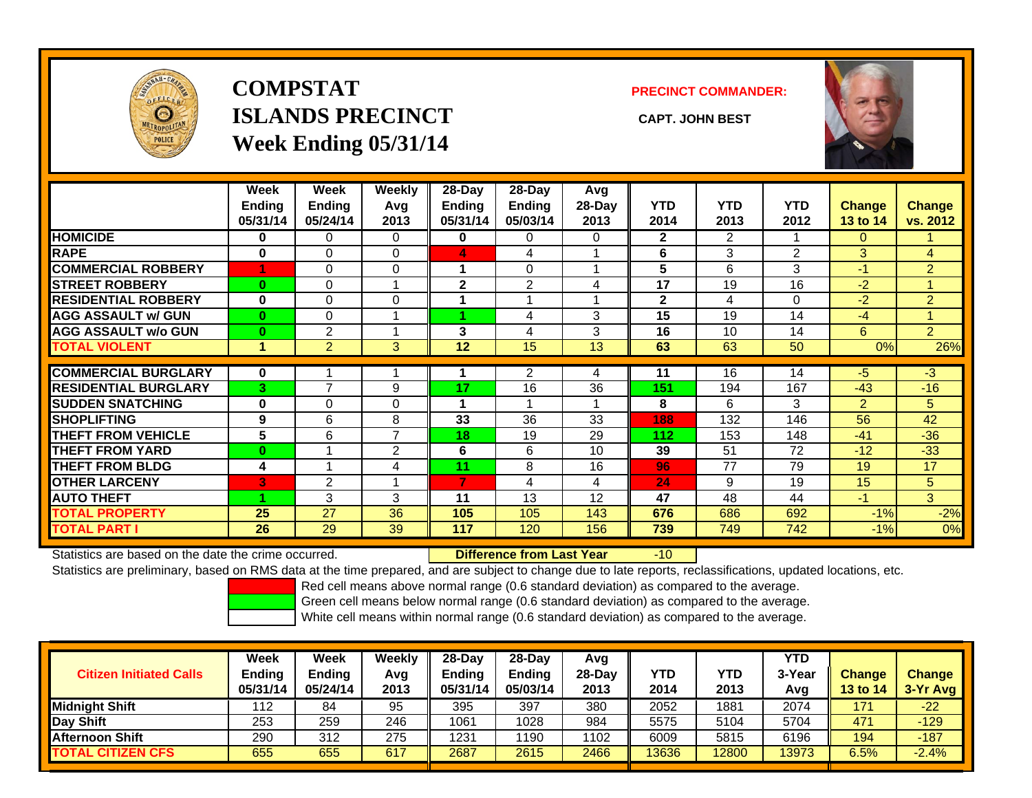# COMPSTAT
# ISLANDS PRECINCT
# Week Ending 05/31/14

**PRECINCT COMMANDER:**

**CAPT. JOHN BEST**

| | Week Ending 05/31/14 | Week Ending 05/24/14 | Weekly Avg 2013 | 28-Day Ending 05/31/14 | 28-Day Ending 05/03/14 | Avg 28-Day 2013 | YTD 2014 | YTD 2013 | YTD 2012 | Change 13 to 14 | Change vs. 2012 |
|---|---|---|---|---|---|---|---|---|---|---|---|
| **HOMICIDE** | 0 | 0 | 0 | 0 | 0 | 0 | 2 | 2 | 1 | 0 | 1 |
| **RAPE** | 0 | 0 | 0 | 4 | 4 | 1 | 6 | 3 | 2 | 3 | 4 |
| **COMMERCIAL ROBBERY** | 1 | 0 | 0 | 1 | 0 | 1 | 5 | 6 | 3 | -1 | 2 |
| **STREET ROBBERY** | 0 | 0 | 1 | 2 | 2 | 4 | 17 | 19 | 16 | -2 | 1 |
| **RESIDENTIAL ROBBERY** | 0 | 0 | 0 | 1 | 1 | 1 | 2 | 4 | 0 | -2 | 2 |
| **AGG ASSAULT w/ GUN** | 0 | 0 | 1 | 1 | 4 | 3 | 15 | 19 | 14 | -4 | 1 |
| **AGG ASSAULT w/o GUN** | 0 | 2 | 1 | 3 | 4 | 3 | 16 | 10 | 14 | 6 | 2 |
| **TOTAL VIOLENT** | 1 | 2 | 3 | 12 | 15 | 13 | 63 | 63 | 50 | 0% | 26% |
| **COMMERCIAL BURGLARY** | 0 | 1 | 1 | 1 | 2 | 4 | 11 | 16 | 14 | -5 | -3 |
| **RESIDENTIAL BURGLARY** | 3 | 7 | 9 | 17 | 16 | 36 | 151 | 194 | 167 | -43 | -16 |
| **SUDDEN SNATCHING** | 0 | 0 | 0 | 1 | 1 | 1 | 8 | 6 | 3 | 2 | 5 |
| **SHOPLIFTING** | 9 | 6 | 8 | 33 | 36 | 33 | 188 | 132 | 146 | 56 | 42 |
| **THEFT FROM VEHICLE** | 5 | 6 | 7 | 18 | 19 | 29 | 112 | 153 | 148 | -41 | -36 |
| **THEFT FROM YARD** | 0 | 1 | 2 | 6 | 6 | 10 | 39 | 51 | 72 | -12 | -33 |
| **THEFT FROM BLDG** | 4 | 1 | 4 | 11 | 8 | 16 | 96 | 77 | 79 | 19 | 17 |
| **OTHER LARCENY** | 3 | 2 | 1 | 7 | 4 | 4 | 24 | 9 | 19 | 15 | 5 |
| **AUTO THEFT** | 1 | 3 | 3 | 11 | 13 | 12 | 47 | 48 | 44 | -1 | 3 |
| **TOTAL PROPERTY** | 25 | 27 | 36 | 105 | 105 | 143 | 676 | 686 | 692 | -1% | -2% |
| **TOTAL PART I** | 26 | 29 | 39 | 117 | 120 | 156 | 739 | 749 | 742 | -1% | 0% |

Statistics are based on the date the crime occurred. **Difference from Last Year** -10

Statistics are preliminary, based on RMS data at the time prepared, and are subject to change due to late reports, reclassifications, updated locations, etc.

Red cell means above normal range (0.6 standard deviation) as compared to the average.
Green cell means below normal range (0.6 standard deviation) as compared to the average.
White cell means within normal range (0.6 standard deviation) as compared to the average.

| Citizen Initiated Calls | Week Ending 05/31/14 | Week Ending 05/24/14 | Weekly Avg 2013 | 28-Day Ending 05/31/14 | 28-Day Ending 05/03/14 | Avg 28-Day 2013 | YTD 2014 | YTD 2013 | YTD 3-Year Avg | Change 13 to 14 | Change 3-Yr Avg |
|---|---|---|---|---|---|---|---|---|---|---|---|
| **Midnight Shift** | 112 | 84 | 95 | 395 | 397 | 380 | 2052 | 1881 | 2074 | 171 | -22 |
| **Day Shift** | 253 | 259 | 246 | 1061 | 1028 | 984 | 5575 | 5104 | 5704 | 471 | -129 |
| **Afternoon Shift** | 290 | 312 | 275 | 1231 | 1190 | 1102 | 6009 | 5815 | 6196 | 194 | -187 |
| **TOTAL CITIZEN CFS** | 655 | 655 | 617 | 2687 | 2615 | 2466 | 13636 | 12800 | 13973 | 6.5% | -2.4% |